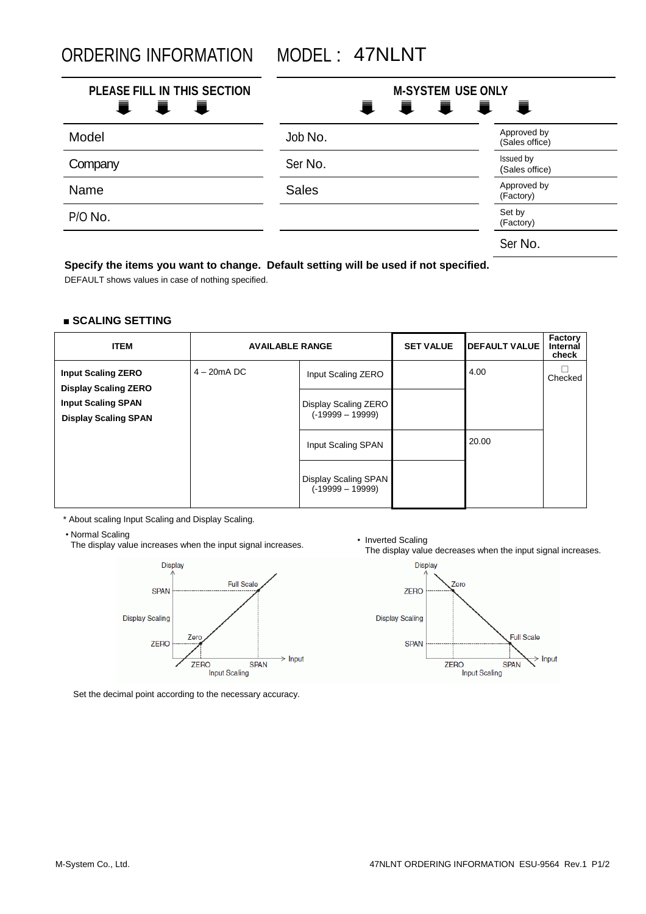# ORDERING INFORMATION　MODEL： 47NLNT

| PLEASE FILL IN THIS SECTION | M-SYSTEM USE ONLY | |
|---|---|---|
| Model | Job No. | Approved by (Sales office) |
| Company | Ser No. | Issued by (Sales office) |
| Name | Sales | Approved by (Factory) |
| P/O No. | | Set by (Factory) |
| | | Ser No. |

**Specify the items you want to change. Default setting will be used if not specified.**

DEFAULT shows values in case of nothing specified.

### ■ SCALING SETTING

| ITEM | AVAILABLE RANGE | | SET VALUE | DEFAULT VALUE | Factory Internal check |
|---|---|---|---|---|---|
| **Input Scaling ZERO**<br>**Display Scaling ZERO**<br>**Input Scaling SPAN**<br>**Display Scaling SPAN** | 4 – 20mA DC | Input Scaling ZERO | | 4.00 | ☐ Checked |
| | | Display Scaling ZERO (-19999 – 19999) | | | |
| | | Input Scaling SPAN | | 20.00 | |
| | | Display Scaling SPAN (-19999 – 19999) | | | |

\* About scaling Input Scaling and Display Scaling.

• Normal Scaling
The display value increases when the input signal increases.

• Inverted Scaling
The display value decreases when the input signal increases.

Set the decimal point according to the necessary accuracy.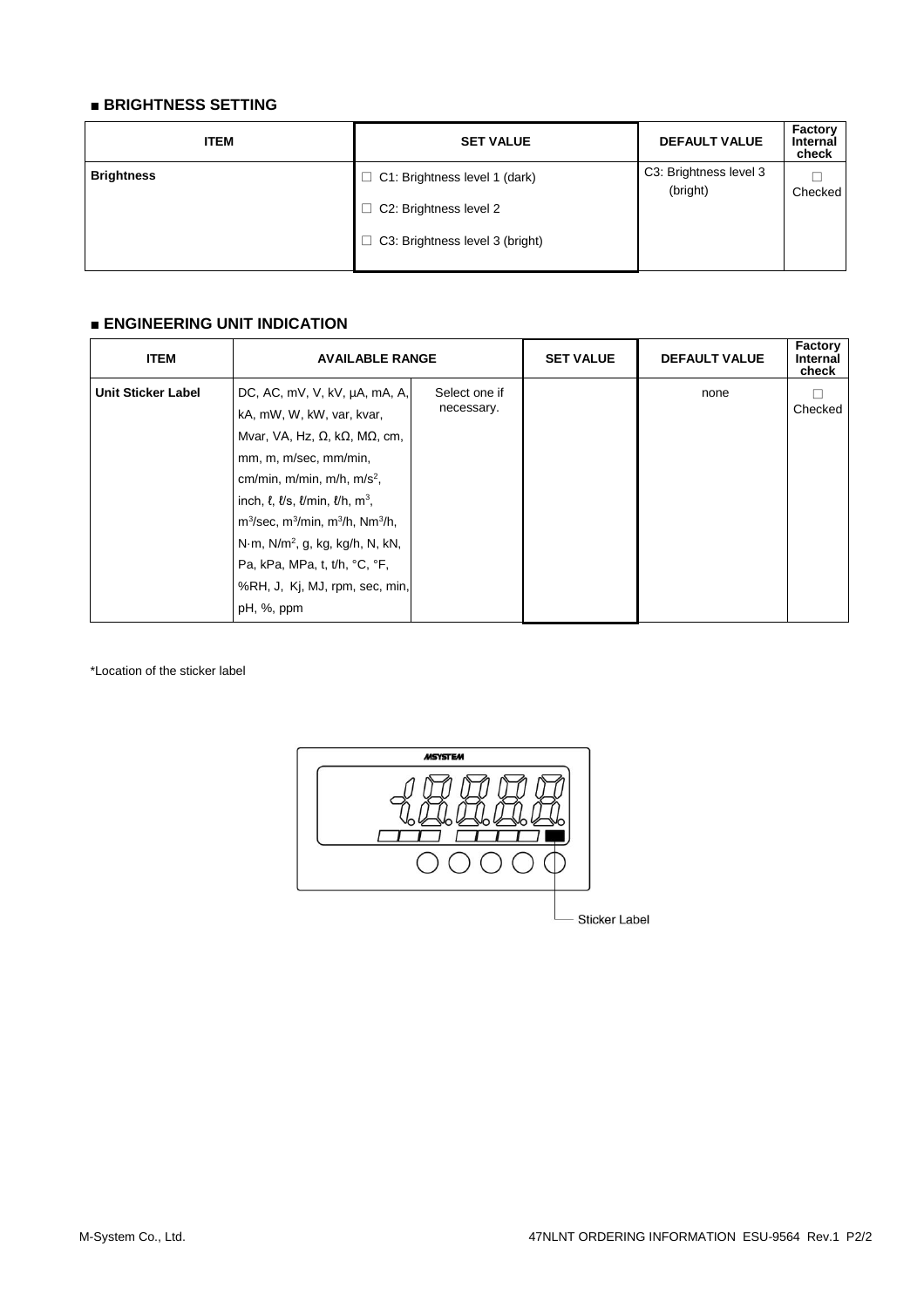## ■ BRIGHTNESS SETTING

| ITEM | SET VALUE | DEFAULT VALUE | Factory Internal check |
|---|---|---|---|
| **Brightness** | □ C1: Brightness level 1 (dark)<br>□ C2: Brightness level 2<br>□ C3: Brightness level 3 (bright) | C3: Brightness level 3 (bright) | □ Checked |

## ■ ENGINEERING UNIT INDICATION

| ITEM | AVAILABLE RANGE | | SET VALUE | DEFAULT VALUE | Factory Internal check |
|---|---|---|---|---|---|
| **Unit Sticker Label** | DC, AC, mV, V, kV, μA, mA, A, kA, mW, W, kW, var, kvar, Mvar, VA, Hz, Ω, kΩ, MΩ, cm, mm, m, m/sec, mm/min, cm/min, m/min, m/h, m/s², inch, ℓ, ℓ/s, ℓ/min, ℓ/h, m³, m³/sec, m³/min, m³/h, Nm³/h, N·m, N/m², g, kg, kg/h, N, kN, Pa, kPa, MPa, t, t/h, °C, °F, %RH, J, Kj, MJ, rpm, sec, min, pH, %, ppm | Select one if necessary. | | none | □ Checked |

*Location of the sticker label

MSYSTEM

Sticker Label